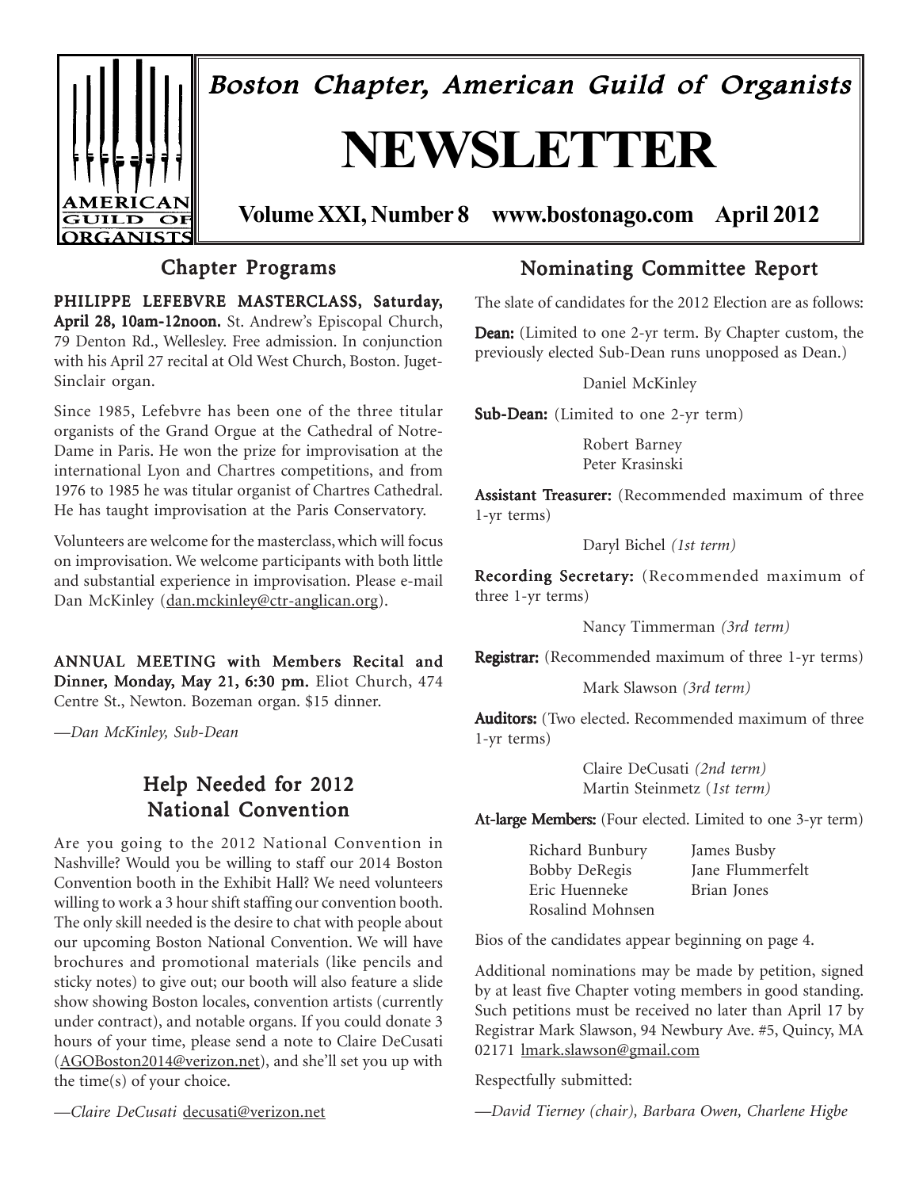# Boston Chapter, American Guild of Organists

# NEWSLETTER

**Volume XXI, Number 8 www.bostonago.com April 2012**

## Chapter Programs

**PHILIPPE LEFEBVRE MASTERCLASS, Saturday, April 28, 10am-12noon.** St. Andrew's Episcopal Church, 79 Denton Rd., Wellesley. Free admission. In conjunction with his April 27 recital at Old West Church, Boston. Juget-Sinclair organ.

Since 1985, Lefebvre has been one of the three titular organists of the Grand Orgue at the Cathedral of Notre-Dame in Paris. He won the prize for improvisation at the international Lyon and Chartres competitions, and from 1976 to 1985 he was titular organist of Chartres Cathedral. He has taught improvisation at the Paris Conservatory.

Volunteers are welcome for the masterclass, which will focus on improvisation. We welcome participants with both little and substantial experience in improvisation. Please e-mail Dan McKinley (dan.mckinley@ctr-anglican.org).

**ANNUAL MEETING with Members Recital and Dinner, Monday, May 21, 6:30 pm.** Eliot Church, 474 Centre St., Newton. Bozeman organ. $15 dinner.

—*Dan McKinley, Sub-Dean*

## Help Needed for 2012 National Convention

Are you going to the 2012 National Convention in Nashville? Would you be willing to staff our 2014 Boston Convention booth in the Exhibit Hall? We need volunteers willing to work a 3 hour shift staffing our convention booth. The only skill needed is the desire to chat with people about our upcoming Boston National Convention. We will have brochures and promotional materials (like pencils and sticky notes) to give out; our booth will also feature a slide show showing Boston locales, convention artists (currently under contract), and notable organs. If you could donate 3 hours of your time, please send a note to Claire DeCusati (AGOBoston2014@verizon.net), and she'll set you up with the time(s) of your choice.

—*Claire DeCusati* decusati@verizon.net

## Nominating Committee Report

The slate of candidates for the 2012 Election are as follows:

**Dean:** (Limited to one 2-yr term. By Chapter custom, the previously elected Sub-Dean runs unopposed as Dean.)

Daniel McKinley

**Sub-Dean:** (Limited to one 2-yr term)

Robert Barney
Peter Krasinski

**Assistant Treasurer:** (Recommended maximum of three 1-yr terms)

Daryl Bichel *(1st term)*

**Recording Secretary:** (Recommended maximum of three 1-yr terms)

Nancy Timmerman *(3rd term)*

**Registrar:** (Recommended maximum of three 1-yr terms)

Mark Slawson *(3rd term)*

**Auditors:** (Two elected. Recommended maximum of three 1-yr terms)

Claire DeCusati *(2nd term)*
Martin Steinmetz *(1st term)*

**At-large Members:** (Four elected. Limited to one 3-yr term)

Richard Bunbury
James Busby
Bobby DeRegis
Jane Flummerfelt
Eric Huenneke
Brian Jones
Rosalind Mohnsen

Bios of the candidates appear beginning on page 4.

Additional nominations may be made by petition, signed by at least five Chapter voting members in good standing. Such petitions must be received no later than April 17 by Registrar Mark Slawson, 94 Newbury Ave. #5, Quincy, MA 02171 lmark.slawson@gmail.com

Respectfully submitted:

—*David Tierney (chair), Barbara Owen, Charlene Higbe*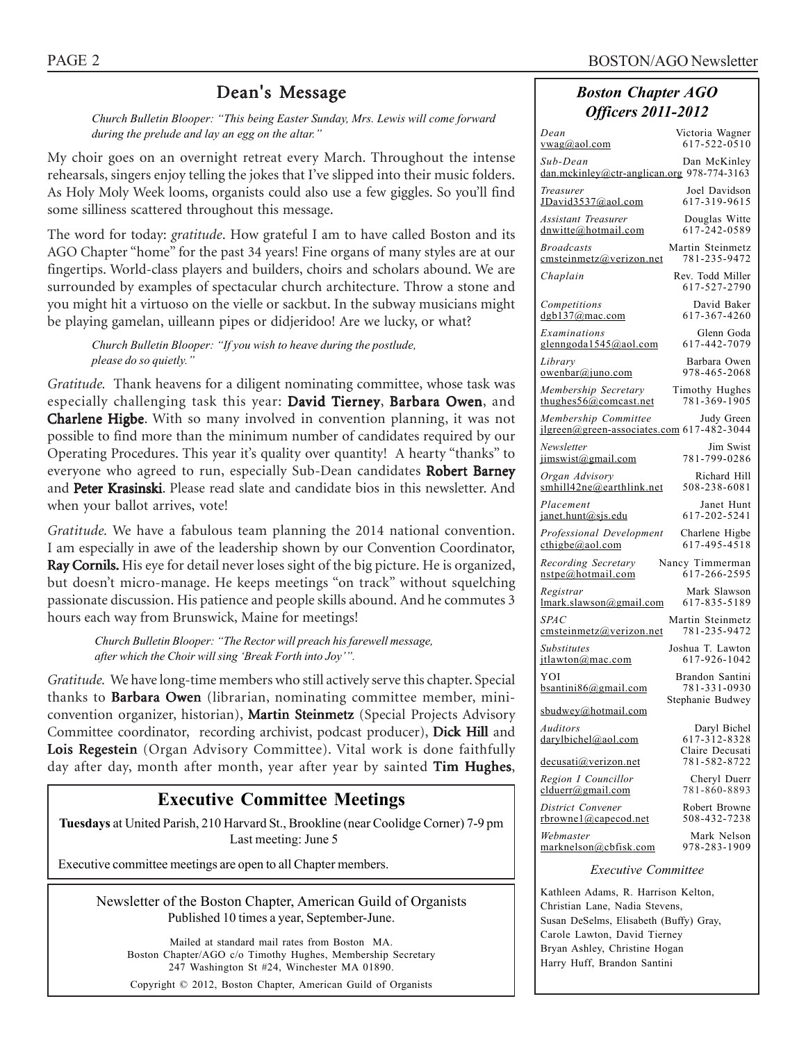## Dean's Message

*Church Bulletin Blooper: "This being Easter Sunday, Mrs. Lewis will come forward during the prelude and lay an egg on the altar."*

My choir goes on an overnight retreat every March. Throughout the intense rehearsals, singers enjoy telling the jokes that I've slipped into their music folders. As Holy Moly Week looms, organists could also use a few giggles. So you'll find some silliness scattered throughout this message.

The word for today: *gratitude*. How grateful I am to have called Boston and its AGO Chapter "home" for the past 34 years! Fine organs of many styles are at our fingertips. World-class players and builders, choirs and scholars abound. We are surrounded by examples of spectacular church architecture. Throw a stone and you might hit a virtuoso on the vielle or sackbut. In the subway musicians might be playing gamelan, uilleann pipes or didjeridoo! Are we lucky, or what?

*Church Bulletin Blooper: "If you wish to heave during the postlude, please do so quietly."*

*Gratitude.* Thank heavens for a diligent nominating committee, whose task was especially challenging task this year: **David Tierney**, **Barbara Owen**, and **Charlene Higbe**. With so many involved in convention planning, it was not possible to find more than the minimum number of candidates required by our Operating Procedures. This year it's quality over quantity! A hearty "thanks" to everyone who agreed to run, especially Sub-Dean candidates **Robert Barney** and **Peter Krasinski**. Please read slate and candidate bios in this newsletter. And when your ballot arrives, vote!

*Gratitude.* We have a fabulous team planning the 2014 national convention. I am especially in awe of the leadership shown by our Convention Coordinator, **Ray Cornils.** His eye for detail never loses sight of the big picture. He is organized, but doesn't micro-manage. He keeps meetings "on track" without squelching passionate discussion. His patience and people skills abound. And he commutes 3 hours each way from Brunswick, Maine for meetings!

*Church Bulletin Blooper: "The Rector will preach his farewell message, after which the Choir will sing 'Break Forth into Joy'".*

*Gratitude.* We have long-time members who still actively serve this chapter. Special thanks to **Barbara Owen** (librarian, nominating committee member, mini-convention organizer, historian), **Martin Steinmetz** (Special Projects Advisory Committee coordinator, recording archivist, podcast producer), **Dick Hill** and **Lois Regestein** (Organ Advisory Committee). Vital work is done faithfully day after day, month after month, year after year by sainted **Tim Hughes**,

## Executive Committee Meetings

**Tuesdays** at United Parish, 210 Harvard St., Brookline (near Coolidge Corner) 7-9 pm
Last meeting: June 5

Executive committee meetings are open to all Chapter members.

Newsletter of the Boston Chapter, American Guild of Organists
Published 10 times a year, September-June.

Mailed at standard mail rates from Boston MA.
Boston Chapter/AGO c/o Timothy Hughes, Membership Secretary
247 Washington St #24, Winchester MA 01890.

Copyright © 2012, Boston Chapter, American Guild of Organists

### *Boston Chapter AGO Officers 2011-2012*

| Position | Name | Email | Phone |
|---|---|---|---|
| *Dean* | Victoria Wagner | vwag@aol.com | 617-522-0510 |
| *Sub-Dean* | Dan McKinley | dan.mckinley@ctr-anglican.org | 978-774-3163 |
| *Treasurer* | Joel Davidson | JDavid3537@aol.com | 617-319-9615 |
| *Assistant Treasurer* | Douglas Witte | dnwitte@hotmail.com | 617-242-0589 |
| *Broadcasts* | Martin Steinmetz | cmsteinmetz@verizon.net | 781-235-9472 |
| *Chaplain* | Rev. Todd Miller | | 617-527-2790 |
| *Competitions* | David Baker | dgb137@mac.com | 617-367-4260 |
| *Examinations* | Glenn Goda | glenngoda1545@aol.com | 617-442-7079 |
| *Library* | Barbara Owen | owenbar@juno.com | 978-465-2068 |
| *Membership Secretary* | Timothy Hughes | thughes56@comcast.net | 781-369-1905 |
| *Membership Committee* | Judy Green | jlgreen@green-associates.com | 617-482-3044 |
| *Newsletter* | Jim Swist | jimswist@gmail.com | 781-799-0286 |
| *Organ Advisory* | Richard Hill | smhill42ne@earthlink.net | 508-238-6081 |
| *Placement* | Janet Hunt | janet.hunt@sjs.edu | 617-202-5241 |
| *Professional Development* | Charlene Higbe | cthigbe@aol.com | 617-495-4518 |
| *Recording Secretary* | Nancy Timmerman | nstpe@hotmail.com | 617-266-2595 |
| *Registrar* | Mark Slawson | lmark.slawson@gmail.com | 617-835-5189 |
| *SPAC* | Martin Steinmetz | cmsteinmetz@verizon.net | 781-235-9472 |
| *Substitutes* | Joshua T. Lawton | jtlawton@mac.com | 617-926-1042 |
| YOI | Brandon Santini | bsantini86@gmail.com | 781-331-0930 |
| | Stephanie Budwey | sbudwey@hotmail.com | |
| *Auditors* | Daryl Bichel | darylbichel@aol.com | 617-312-8328 |
| | Claire Decusati | decusati@verizon.net | 781-582-8722 |
| *Region I Councillor* | Cheryl Duerr | clduerr@gmail.com | 781-860-8893 |
| *District Convener* | Robert Browne | rbrowne1@capecod.net | 508-432-7238 |
| *Webmaster* | Mark Nelson | marknelson@cbfisk.com | 978-283-1909 |

*Executive Committee*

Kathleen Adams, R. Harrison Kelton, Christian Lane, Nadia Stevens, Susan DeSelms, Elisabeth (Buffy) Gray, Carole Lawton, David Tierney, Bryan Ashley, Christine Hogan, Harry Huff, Brandon Santini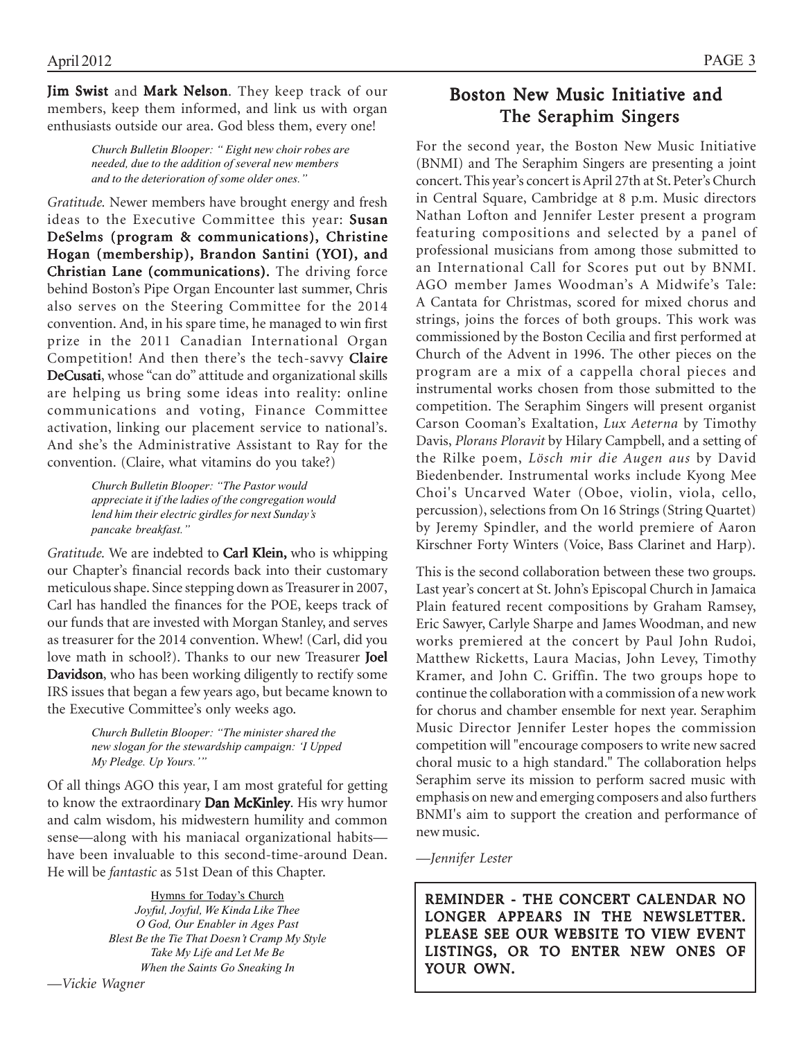**Jim Swist** and **Mark Nelson**. They keep track of our members, keep them informed, and link us with organ enthusiasts outside our area. God bless them, every one!

> *Church Bulletin Blooper: " Eight new choir robes are needed, due to the addition of several new members and to the deterioration of some older ones."*

*Gratitude.* Newer members have brought energy and fresh ideas to the Executive Committee this year: **Susan DeSelms (program & communications), Christine Hogan (membership), Brandon Santini (YOI), and Christian Lane (communications).** The driving force behind Boston's Pipe Organ Encounter last summer, Chris also serves on the Steering Committee for the 2014 convention. And, in his spare time, he managed to win first prize in the 2011 Canadian International Organ Competition! And then there's the tech-savvy **Claire DeCusati**, whose "can do" attitude and organizational skills are helping us bring some ideas into reality: online communications and voting, Finance Committee activation, linking our placement service to national's. And she's the Administrative Assistant to Ray for the convention. (Claire, what vitamins do you take?)

> *Church Bulletin Blooper: "The Pastor would appreciate it if the ladies of the congregation would lend him their electric girdles for next Sunday's pancake breakfast."*

*Gratitude.* We are indebted to **Carl Klein,** who is whipping our Chapter's financial records back into their customary meticulous shape. Since stepping down as Treasurer in 2007, Carl has handled the finances for the POE, keeps track of our funds that are invested with Morgan Stanley, and serves as treasurer for the 2014 convention. Whew! (Carl, did you love math in school?). Thanks to our new Treasurer **Joel Davidson**, who has been working diligently to rectify some IRS issues that began a few years ago, but became known to the Executive Committee's only weeks ago.

> *Church Bulletin Blooper: "The minister shared the new slogan for the stewardship campaign: 'I Upped My Pledge. Up Yours.'"*

Of all things AGO this year, I am most grateful for getting to know the extraordinary **Dan McKinley**. His wry humor and calm wisdom, his midwestern humility and common sense—along with his maniacal organizational habits—have been invaluable to this second-time-around Dean. He will be *fantastic* as 51st Dean of this Chapter.

<u>Hymns for Today's Church</u>
*Joyful, Joyful, We Kinda Like Thee*
*O God, Our Enabler in Ages Past*
*Blest Be the Tie That Doesn't Cramp My Style*
*Take My Life and Let Me Be*
*When the Saints Go Sneaking In*

*—Vickie Wagner*

## Boston New Music Initiative and The Seraphim Singers

For the second year, the Boston New Music Initiative (BNMI) and The Seraphim Singers are presenting a joint concert. This year's concert is April 27th at St. Peter's Church in Central Square, Cambridge at 8 p.m. Music directors Nathan Lofton and Jennifer Lester present a program featuring compositions and selected by a panel of professional musicians from among those submitted to an International Call for Scores put out by BNMI. AGO member James Woodman's A Midwife's Tale: A Cantata for Christmas, scored for mixed chorus and strings, joins the forces of both groups. This work was commissioned by the Boston Cecilia and first performed at Church of the Advent in 1996. The other pieces on the program are a mix of a cappella choral pieces and instrumental works chosen from those submitted to the competition. The Seraphim Singers will present organist Carson Cooman's Exaltation, *Lux Aeterna* by Timothy Davis, *Plorans Ploravit* by Hilary Campbell, and a setting of the Rilke poem, *Lösch mir die Augen aus* by David Biedenbender. Instrumental works include Kyong Mee Choi's Uncarved Water (Oboe, violin, viola, cello, percussion), selections from On 16 Strings (String Quartet) by Jeremy Spindler, and the world premiere of Aaron Kirschner Forty Winters (Voice, Bass Clarinet and Harp).

This is the second collaboration between these two groups. Last year's concert at St. John's Episcopal Church in Jamaica Plain featured recent compositions by Graham Ramsey, Eric Sawyer, Carlyle Sharpe and James Woodman, and new works premiered at the concert by Paul John Rudoi, Matthew Ricketts, Laura Macias, John Levey, Timothy Kramer, and John C. Griffin. The two groups hope to continue the collaboration with a commission of a new work for chorus and chamber ensemble for next year. Seraphim Music Director Jennifer Lester hopes the commission competition will "encourage composers to write new sacred choral music to a high standard." The collaboration helps Seraphim serve its mission to perform sacred music with emphasis on new and emerging composers and also furthers BNMI's aim to support the creation and performance of new music.

*—Jennifer Lester*

**REMINDER - THE CONCERT CALENDAR NO LONGER APPEARS IN THE NEWSLETTER. PLEASE SEE OUR WEBSITE TO VIEW EVENT LISTINGS, OR TO ENTER NEW ONES OF YOUR OWN.**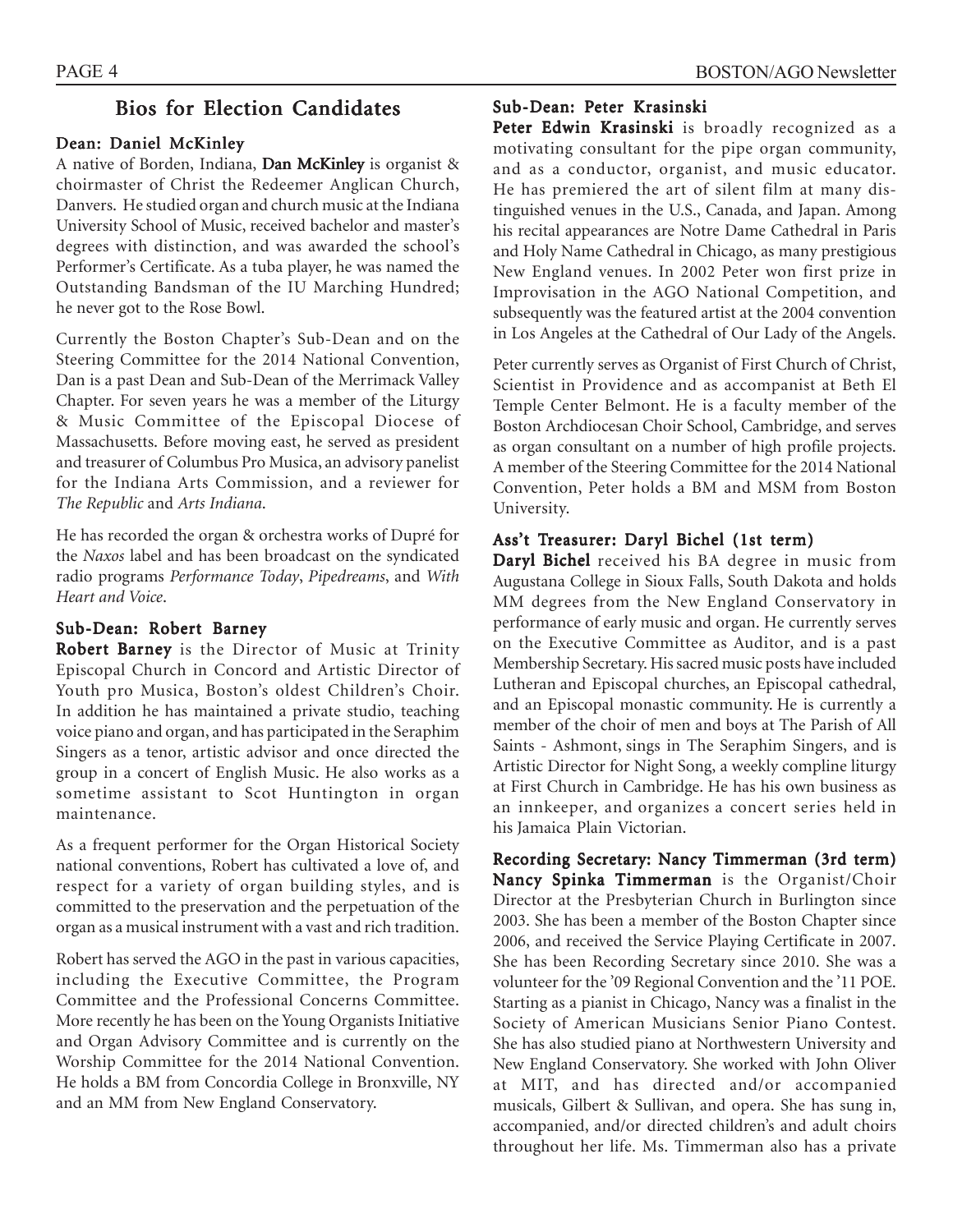## Bios for Election Candidates

### Dean: Daniel McKinley

A native of Borden, Indiana, **Dan McKinley** is organist & choirmaster of Christ the Redeemer Anglican Church, Danvers. He studied organ and church music at the Indiana University School of Music, received bachelor and master's degrees with distinction, and was awarded the school's Performer's Certificate. As a tuba player, he was named the Outstanding Bandsman of the IU Marching Hundred; he never got to the Rose Bowl.

Currently the Boston Chapter's Sub-Dean and on the Steering Committee for the 2014 National Convention, Dan is a past Dean and Sub-Dean of the Merrimack Valley Chapter. For seven years he was a member of the Liturgy & Music Committee of the Episcopal Diocese of Massachusetts. Before moving east, he served as president and treasurer of Columbus Pro Musica, an advisory panelist for the Indiana Arts Commission, and a reviewer for *The Republic* and *Arts Indiana*.

He has recorded the organ & orchestra works of Dupré for the *Naxos* label and has been broadcast on the syndicated radio programs *Performance Today*, *Pipedreams*, and *With Heart and Voice*.

### Sub-Dean: Robert Barney

**Robert Barney** is the Director of Music at Trinity Episcopal Church in Concord and Artistic Director of Youth pro Musica, Boston's oldest Children's Choir. In addition he has maintained a private studio, teaching voice piano and organ, and has participated in the Seraphim Singers as a tenor, artistic advisor and once directed the group in a concert of English Music. He also works as a sometime assistant to Scot Huntington in organ maintenance.

As a frequent performer for the Organ Historical Society national conventions, Robert has cultivated a love of, and respect for a variety of organ building styles, and is committed to the preservation and the perpetuation of the organ as a musical instrument with a vast and rich tradition.

Robert has served the AGO in the past in various capacities, including the Executive Committee, the Program Committee and the Professional Concerns Committee. More recently he has been on the Young Organists Initiative and Organ Advisory Committee and is currently on the Worship Committee for the 2014 National Convention. He holds a BM from Concordia College in Bronxville, NY and an MM from New England Conservatory.

### Sub-Dean: Peter Krasinski

**Peter Edwin Krasinski** is broadly recognized as a motivating consultant for the pipe organ community, and as a conductor, organist, and music educator. He has premiered the art of silent film at many distinguished venues in the U.S., Canada, and Japan. Among his recital appearances are Notre Dame Cathedral in Paris and Holy Name Cathedral in Chicago, as many prestigious New England venues. In 2002 Peter won first prize in Improvisation in the AGO National Competition, and subsequently was the featured artist at the 2004 convention in Los Angeles at the Cathedral of Our Lady of the Angels.

Peter currently serves as Organist of First Church of Christ, Scientist in Providence and as accompanist at Beth El Temple Center Belmont. He is a faculty member of the Boston Archdiocesan Choir School, Cambridge, and serves as organ consultant on a number of high profile projects. A member of the Steering Committee for the 2014 National Convention, Peter holds a BM and MSM from Boston University.

### Ass't Treasurer: Daryl Bichel (1st term)

**Daryl Bichel** received his BA degree in music from Augustana College in Sioux Falls, South Dakota and holds MM degrees from the New England Conservatory in performance of early music and organ. He currently serves on the Executive Committee as Auditor, and is a past Membership Secretary. His sacred music posts have included Lutheran and Episcopal churches, an Episcopal cathedral, and an Episcopal monastic community. He is currently a member of the choir of men and boys at The Parish of All Saints - Ashmont, sings in The Seraphim Singers, and is Artistic Director for Night Song, a weekly compline liturgy at First Church in Cambridge. He has his own business as an innkeeper, and organizes a concert series held in his Jamaica Plain Victorian.

### Recording Secretary: Nancy Timmerman (3rd term)

**Nancy Spinka Timmerman** is the Organist/Choir Director at the Presbyterian Church in Burlington since 2003. She has been a member of the Boston Chapter since 2006, and received the Service Playing Certificate in 2007. She has been Recording Secretary since 2010. She was a volunteer for the '09 Regional Convention and the '11 POE. Starting as a pianist in Chicago, Nancy was a finalist in the Society of American Musicians Senior Piano Contest. She has also studied piano at Northwestern University and New England Conservatory. She worked with John Oliver at MIT, and has directed and/or accompanied musicals, Gilbert & Sullivan, and opera. She has sung in, accompanied, and/or directed children's and adult choirs throughout her life. Ms. Timmerman also has a private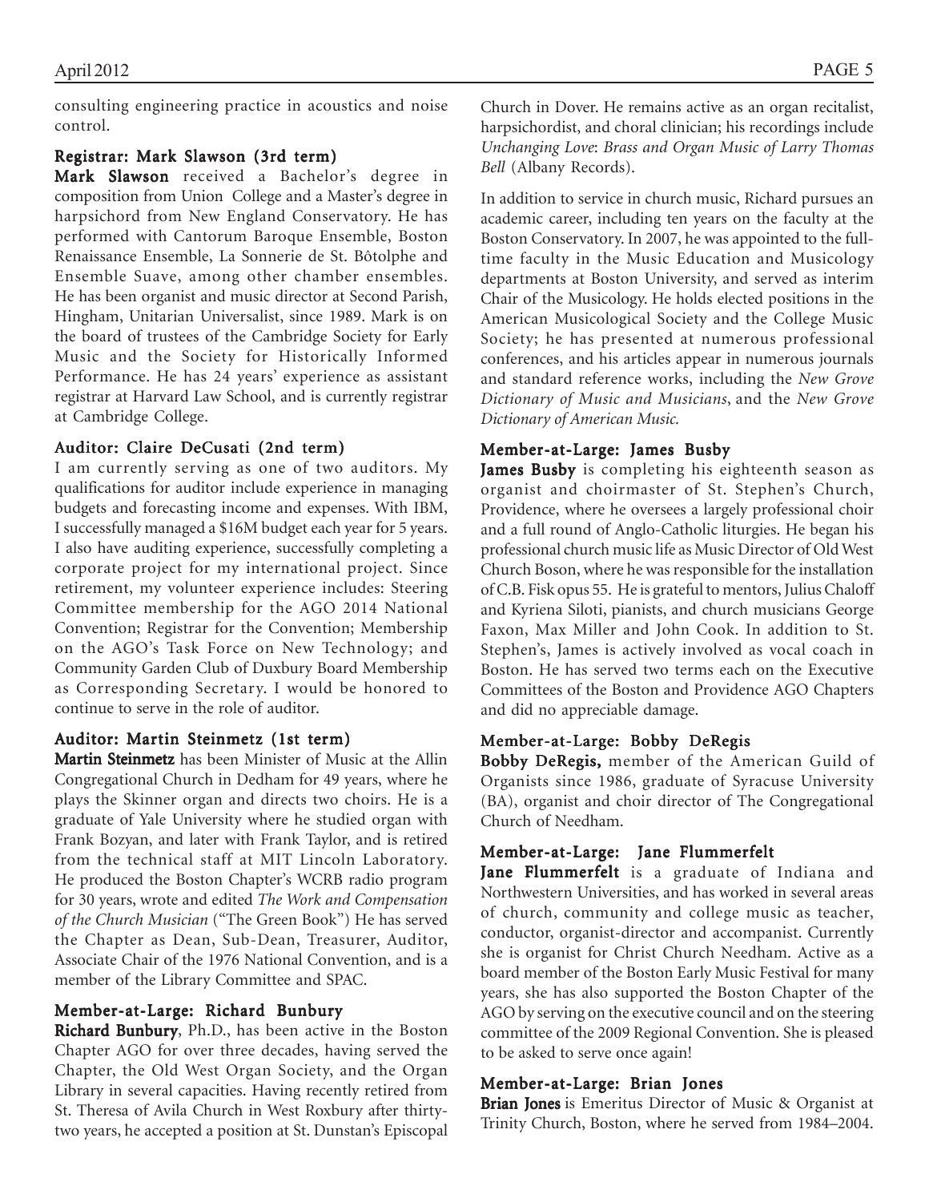consulting engineering practice in acoustics and noise control.

### Registrar: Mark Slawson (3rd term)

**Mark Slawson** received a Bachelor's degree in composition from Union College and a Master's degree in harpsichord from New England Conservatory. He has performed with Cantorum Baroque Ensemble, Boston Renaissance Ensemble, La Sonnerie de St. Bôtolphe and Ensemble Suave, among other chamber ensembles. He has been organist and music director at Second Parish, Hingham, Unitarian Universalist, since 1989. Mark is on the board of trustees of the Cambridge Society for Early Music and the Society for Historically Informed Performance. He has 24 years' experience as assistant registrar at Harvard Law School, and is currently registrar at Cambridge College.

### Auditor: Claire DeCusati (2nd term)

I am currently serving as one of two auditors. My qualifications for auditor include experience in managing budgets and forecasting income and expenses. With IBM, I successfully managed a $16M budget each year for 5 years. I also have auditing experience, successfully completing a corporate project for my international project. Since retirement, my volunteer experience includes: Steering Committee membership for the AGO 2014 National Convention; Registrar for the Convention; Membership on the AGO's Task Force on New Technology; and Community Garden Club of Duxbury Board Membership as Corresponding Secretary. I would be honored to continue to serve in the role of auditor.

### Auditor: Martin Steinmetz (1st term)

**Martin Steinmetz** has been Minister of Music at the Allin Congregational Church in Dedham for 49 years, where he plays the Skinner organ and directs two choirs. He is a graduate of Yale University where he studied organ with Frank Bozyan, and later with Frank Taylor, and is retired from the technical staff at MIT Lincoln Laboratory. He produced the Boston Chapter's WCRB radio program for 30 years, wrote and edited *The Work and Compensation of the Church Musician* ("The Green Book") He has served the Chapter as Dean, Sub-Dean, Treasurer, Auditor, Associate Chair of the 1976 National Convention, and is a member of the Library Committee and SPAC.

### Member-at-Large: Richard Bunbury

**Richard Bunbury**, Ph.D., has been active in the Boston Chapter AGO for over three decades, having served the Chapter, the Old West Organ Society, and the Organ Library in several capacities. Having recently retired from St. Theresa of Avila Church in West Roxbury after thirty-two years, he accepted a position at St. Dunstan's Episcopal Church in Dover. He remains active as an organ recitalist, harpsichordist, and choral clinician; his recordings include *Unchanging Love*: *Brass and Organ Music of Larry Thomas Bell* (Albany Records).

In addition to service in church music, Richard pursues an academic career, including ten years on the faculty at the Boston Conservatory. In 2007, he was appointed to the full-time faculty in the Music Education and Musicology departments at Boston University, and served as interim Chair of the Musicology. He holds elected positions in the American Musicological Society and the College Music Society; he has presented at numerous professional conferences, and his articles appear in numerous journals and standard reference works, including the *New Grove Dictionary of Music and Musicians*, and the *New Grove Dictionary of American Music*.

### Member-at-Large: James Busby

**James Busby** is completing his eighteenth season as organist and choirmaster of St. Stephen's Church, Providence, where he oversees a largely professional choir and a full round of Anglo-Catholic liturgies. He began his professional church music life as Music Director of Old West Church Boson, where he was responsible for the installation of C.B. Fisk opus 55. He is grateful to mentors, Julius Chaloff and Kyriena Siloti, pianists, and church musicians George Faxon, Max Miller and John Cook. In addition to St. Stephen's, James is actively involved as vocal coach in Boston. He has served two terms each on the Executive Committees of the Boston and Providence AGO Chapters and did no appreciable damage.

### Member-at-Large: Bobby DeRegis

**Bobby DeRegis,** member of the American Guild of Organists since 1986, graduate of Syracuse University (BA), organist and choir director of The Congregational Church of Needham.

### Member-at-Large: Jane Flummerfelt

**Jane Flummerfelt** is a graduate of Indiana and Northwestern Universities, and has worked in several areas of church, community and college music as teacher, conductor, organist-director and accompanist. Currently she is organist for Christ Church Needham. Active as a board member of the Boston Early Music Festival for many years, she has also supported the Boston Chapter of the AGO by serving on the executive council and on the steering committee of the 2009 Regional Convention. She is pleased to be asked to serve once again!

### Member-at-Large: Brian Jones

**Brian Jones** is Emeritus Director of Music & Organist at Trinity Church, Boston, where he served from 1984–2004.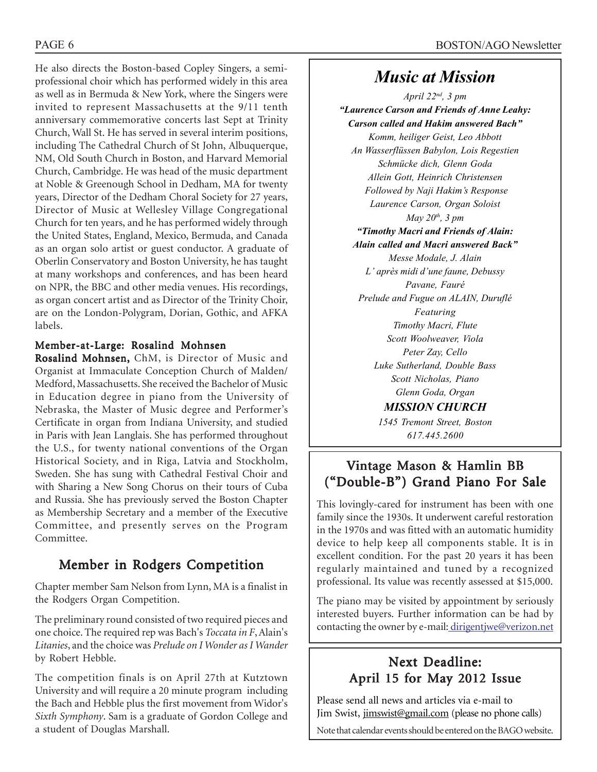He also directs the Boston-based Copley Singers, a semi-professional choir which has performed widely in this area as well as in Bermuda & New York, where the Singers were invited to represent Massachusetts at the 9/11 tenth anniversary commemorative concerts last Sept at Trinity Church, Wall St. He has served in several interim positions, including The Cathedral Church of St John, Albuquerque, NM, Old South Church in Boston, and Harvard Memorial Church, Cambridge. He was head of the music department at Noble & Greenough School in Dedham, MA for twenty years, Director of the Dedham Choral Society for 27 years, Director of Music at Wellesley Village Congregational Church for ten years, and he has performed widely through the United States, England, Mexico, Bermuda, and Canada as an organ solo artist or guest conductor. A graduate of Oberlin Conservatory and Boston University, he has taught at many workshops and conferences, and has been heard on NPR, the BBC and other media venues. His recordings, as organ concert artist and as Director of the Trinity Choir, are on the London-Polygram, Dorian, Gothic, and AFKA labels.

### Member-at-Large: Rosalind Mohnsen

**Rosalind Mohnsen,** ChM, is Director of Music and Organist at Immaculate Conception Church of Malden/Medford, Massachusetts. She received the Bachelor of Music in Education degree in piano from the University of Nebraska, the Master of Music degree and Performer's Certificate in organ from Indiana University, and studied in Paris with Jean Langlais. She has performed throughout the U.S., for twenty national conventions of the Organ Historical Society, and in Riga, Latvia and Stockholm, Sweden. She has sung with Cathedral Festival Choir and with Sharing a New Song Chorus on their tours of Cuba and Russia. She has previously served the Boston Chapter as Membership Secretary and a member of the Executive Committee, and presently serves on the Program Committee.

## Member in Rodgers Competition

Chapter member Sam Nelson from Lynn, MA is a finalist in the Rodgers Organ Competition.

The preliminary round consisted of two required pieces and one choice. The required rep was Bach's *Toccata in F*, Alain's *Litanies*, and the choice was *Prelude on I Wonder as I Wander* by Robert Hebble.

The competition finals is on April 27th at Kutztown University and will require a 20 minute program including the Bach and Hebble plus the first movement from Widor's *Sixth Symphony*. Sam is a graduate of Gordon College and a student of Douglas Marshall.

## *Music at Mission*

*April 22nd, 3 pm*

***"Laurence Carson and Friends of Anne Leahy: Carson called and Hakim answered Bach"***

*Komm, heiliger Geist, Leo Abbott*
*An Wasserflüssen Babylon, Lois Regestien*
*Schmücke dich, Glenn Goda*
*Allein Gott, Heinrich Christensen*
*Followed by Naji Hakim's Response*
*Laurence Carson, Organ Soloist*

*May 20th, 3 pm*

***"Timothy Macri and Friends of Alain: Alain called and Macri answered Back"***

*Messe Modale, J. Alain*
*L' après midi d'une faune, Debussy*
*Pavane, Fauré*
*Prelude and Fugue on ALAIN, Duruflé*

*Featuring*
*Timothy Macri, Flute*
*Scott Woolweaver, Viola*
*Peter Zay, Cello*
*Luke Sutherland, Double Bass*
*Scott Nicholas, Piano*
*Glenn Goda, Organ*

***MISSION CHURCH***
*1545 Tremont Street, Boston*
*617.445.2600*

## Vintage Mason & Hamlin BB ("Double-B") Grand Piano For Sale

This lovingly-cared for instrument has been with one family since the 1930s. It underwent careful restoration in the 1970s and was fitted with an automatic humidity device to help keep all components stable. It is in excellent condition. For the past 20 years it has been regularly maintained and tuned by a recognized professional. Its value was recently assessed at $15,000.

The piano may be visited by appointment by seriously interested buyers. Further information can be had by contacting the owner by e-mail: dirigentjwe@verizon.net

## Next Deadline: April 15 for May 2012 Issue

Please send all news and articles via e-mail to Jim Swist, jimswist@gmail.com (please no phone calls)

Note that calendar events should be entered on the BAGO website.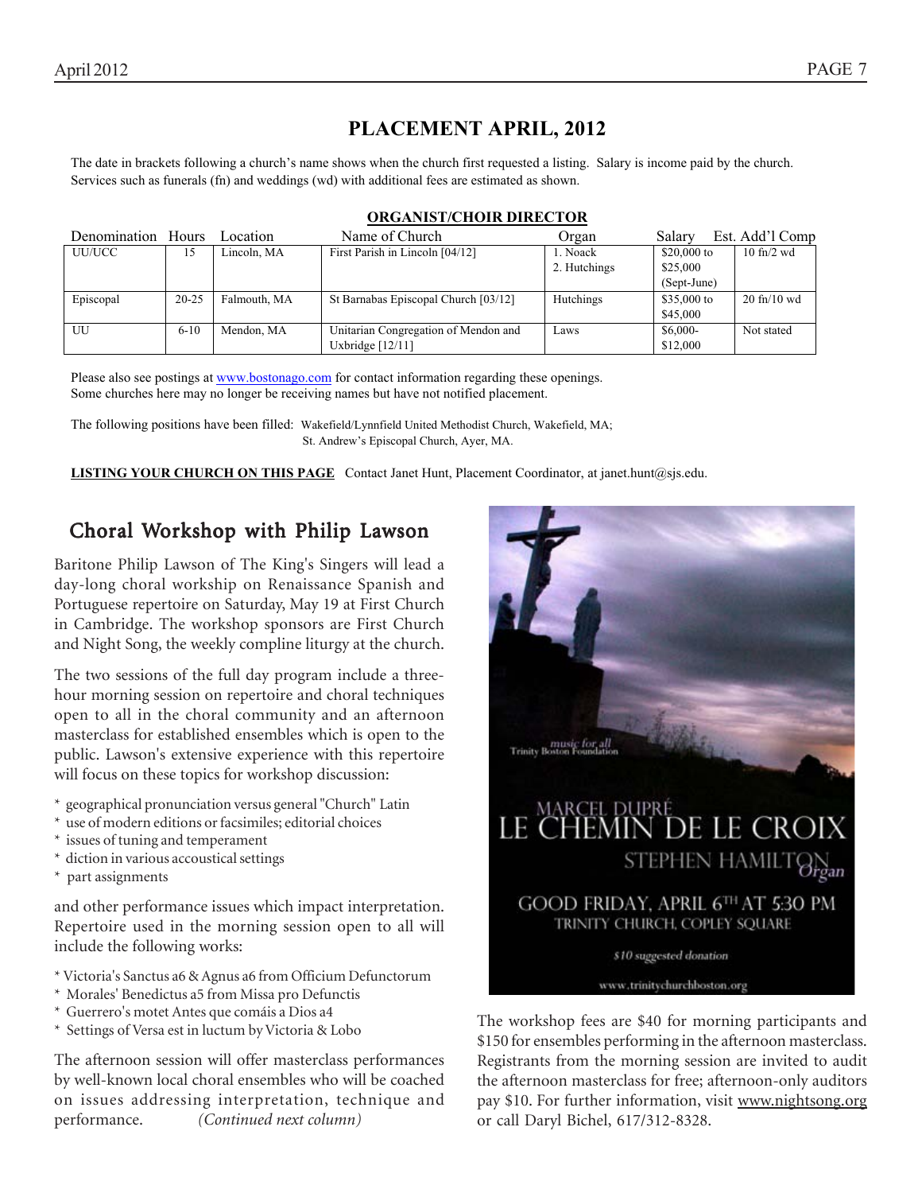# PLACEMENT APRIL, 2012

The date in brackets following a church's name shows when the church first requested a listing. Salary is income paid by the church. Services such as funerals (fn) and weddings (wd) with additional fees are estimated as shown.

## ORGANIST/CHOIR DIRECTOR

| Denomination | Hours | Location | Name of Church | Organ | Salary | Est. Add'l Comp |
|---|---|---|---|---|---|---|
| UU/UCC | 15 | Lincoln, MA | First Parish in Lincoln [04/12] | 1. Noack 2. Hutchings | $20,000 to $25,000 (Sept-June) | 10 fn/2 wd |
| Episcopal | 20-25 | Falmouth, MA | St Barnabas Episcopal Church [03/12] | Hutchings | $35,000 to $45,000 | 20 fn/10 wd |
| UU | 6-10 | Mendon, MA | Unitarian Congregation of Mendon and Uxbridge [12/11] | Laws | $6,000-$12,000 | Not stated |

Please also see postings at www.bostonago.com for contact information regarding these openings.
Some churches here may no longer be receiving names but have not notified placement.

The following positions have been filled: Wakefield/Lynnfield United Methodist Church, Wakefield, MA; St. Andrew's Episcopal Church, Ayer, MA.

**LISTING YOUR CHURCH ON THIS PAGE** Contact Janet Hunt, Placement Coordinator, at janet.hunt@sjs.edu.

## Choral Workshop with Philip Lawson

Baritone Philip Lawson of The King's Singers will lead a day-long choral workshop on Renaissance Spanish and Portuguese repertoire on Saturday, May 19 at First Church in Cambridge. The workshop sponsors are First Church and Night Song, the weekly compline liturgy at the church.

The two sessions of the full day program include a three-hour morning session on repertoire and choral techniques open to all in the choral community and an afternoon masterclass for established ensembles which is open to the public. Lawson's extensive experience with this repertoire will focus on these topics for workshop discussion:

* geographical pronunciation versus general "Church" Latin
* use of modern editions or facsimiles; editorial choices
* issues of tuning and temperament
* diction in various accoustical settings
* part assignments

and other performance issues which impact interpretation. Repertoire used in the morning session open to all will include the following works:

* Victoria's Sanctus a6 & Agnus a6 from Officium Defunctorum
* Morales' Benedictus a5 from Missa pro Defunctis
* Guerrero's motet Antes que comáis a Dios a4
* Settings of Versa est in luctum by Victoria & Lobo

The afternoon session will offer masterclass performances by well-known local choral ensembles who will be coached on issues addressing interpretation, technique and performance. *(Continued next column)*

music for all
Trinity Boston Foundation

MARCEL DUPRÉ
LE CHEMIN DE LE CROIX
STEPHEN HAMILTON *Organ*

GOOD FRIDAY, APRIL 6TH AT 5:30 PM
TRINITY CHURCH, COPLEY SQUARE

*$10 suggested donation*

www.trinitychurchboston.org

The workshop fees are $40 for morning participants and $150 for ensembles performing in the afternoon masterclass. Registrants from the morning session are invited to audit the afternoon masterclass for free; afternoon-only auditors pay $10. For further information, visit www.nightsong.org or call Daryl Bichel, 617/312-8328.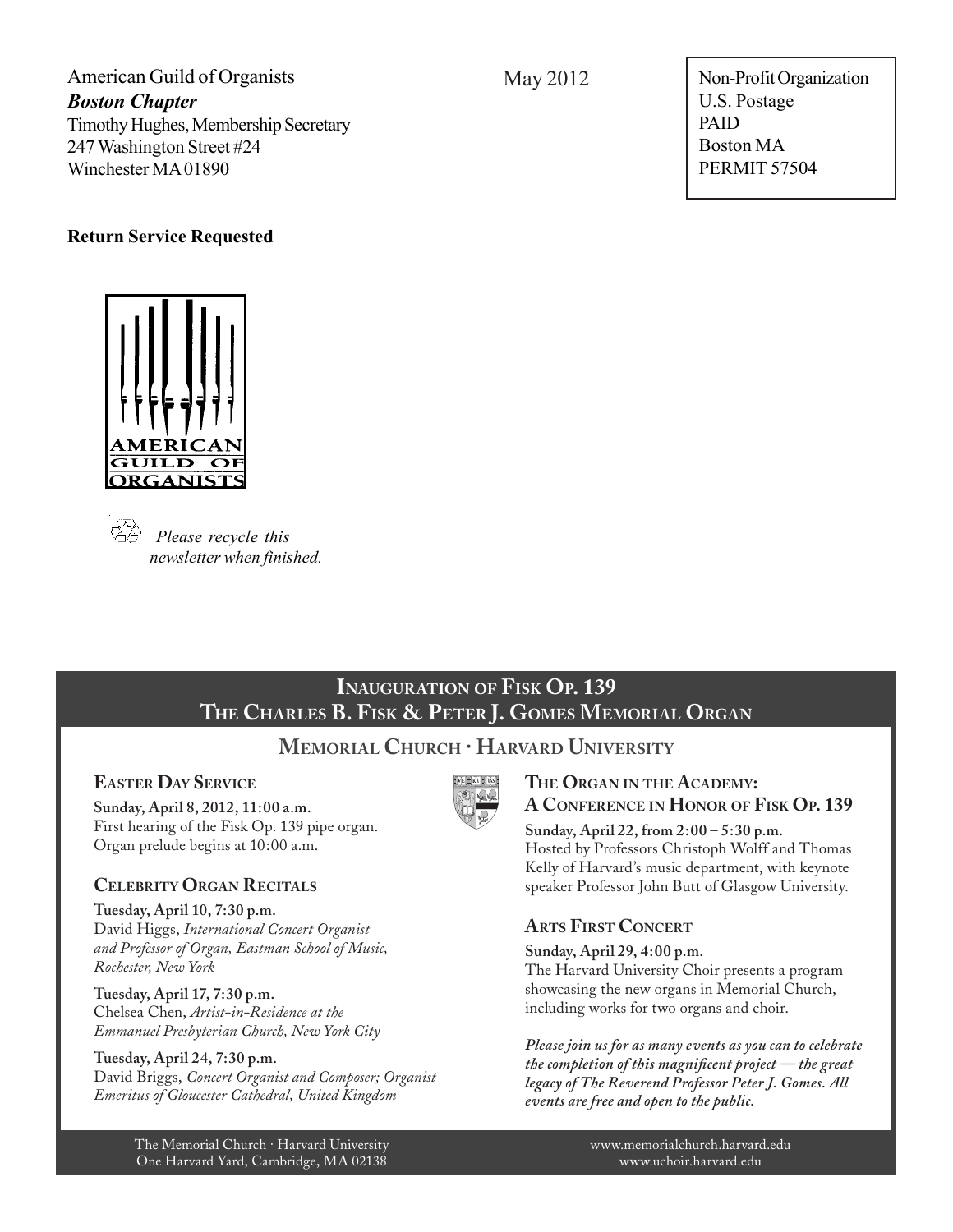American Guild of Organists
***Boston Chapter***
Timothy Hughes, Membership Secretary
247 Washington Street #24
Winchester MA 01890

May 2012

Non-Profit Organization
U.S. Postage
PAID
Boston MA
PERMIT 57504

**Return Service Requested**

AMERICAN GUILD OF ORGANISTS

*Please recycle this newsletter when finished.*

## Inauguration of Fisk Op. 139
## The Charles B. Fisk & Peter J. Gomes Memorial Organ

### Memorial Church · Harvard University

#### Easter Day Service

**Sunday, April 8, 2012, 11:00 a.m.**
First hearing of the Fisk Op. 139 pipe organ.
Organ prelude begins at 10:00 a.m.

#### Celebrity Organ Recitals

**Tuesday, April 10, 7:30 p.m.**
David Higgs, *International Concert Organist and Professor of Organ, Eastman School of Music, Rochester, New York*

**Tuesday, April 17, 7:30 p.m.**
Chelsea Chen, *Artist-in-Residence at the Emmanuel Presbyterian Church, New York City*

**Tuesday, April 24, 7:30 p.m.**
David Briggs, *Concert Organist and Composer; Organist Emeritus of Gloucester Cathedral, United Kingdom*

#### The Organ in the Academy: A Conference in Honor of Fisk Op. 139

**Sunday, April 22, from 2:00 – 5:30 p.m.**
Hosted by Professors Christoph Wolff and Thomas Kelly of Harvard's music department, with keynote speaker Professor John Butt of Glasgow University.

#### Arts First Concert

**Sunday, April 29, 4:00 p.m.**
The Harvard University Choir presents a program showcasing the new organs in Memorial Church, including works for two organs and choir.

***Please join us for as many events as you can to celebrate the completion of this magnificent project — the great legacy of The Reverend Professor Peter J. Gomes. All events are free and open to the public.***

The Memorial Church · Harvard University
One Harvard Yard, Cambridge, MA 02138

www.memorialchurch.harvard.edu
www.uchoir.harvard.edu